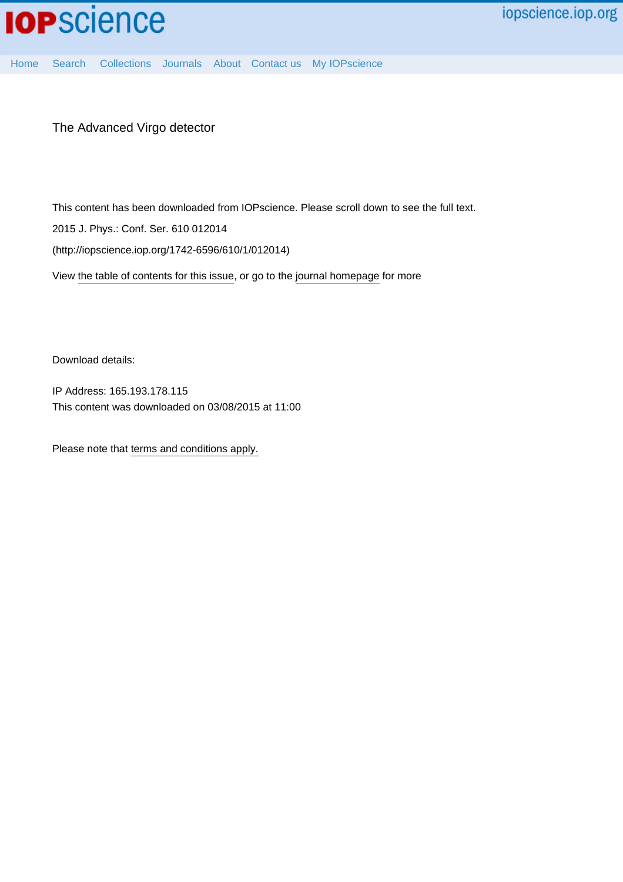iopscience.iop.org

Home Search Collections Journals About Contact us My IOPscience

# The Advanced Virgo detector

This content has been downloaded from IOPscience. Please scroll down to see the full text.

2015 J. Phys.: Conf. Ser. 610 012014

(http://iopscience.iop.org/1742-6596/610/1/012014)

View the table of contents for this issue, or go to the journal homepage for more

Download details:

IP Address: 165.193.178.115

This content was downloaded on 03/08/2015 at 11:00

Please note that terms and conditions apply.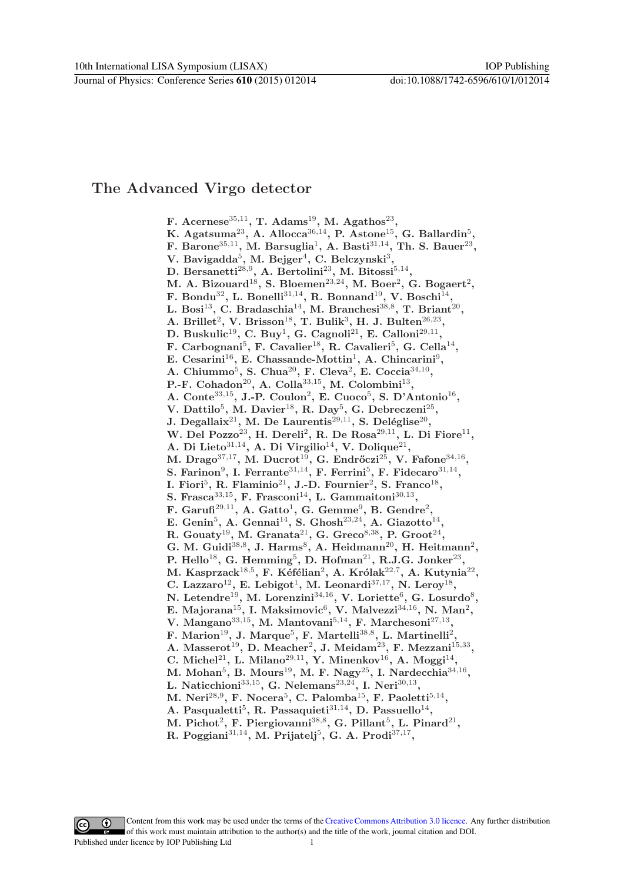# The Advanced Virgo detector

**F. Acernese[35,11], T. Adams[19], M. Agathos[23], K. Agatsuma[23], A. Allocca[36,14], P. Astone[15], G. Ballardin[5], F. Barone[35,11], M. Barsuglia[1], A. Basti[31,14], Th. S. Bauer[23], V. Bavigadda[5], M. Bejger[4], C. Belczynski[3], D. Bersanetti[28,9], A. Bertolini[23], M. Bitossi[5,14], M. A. Bizouard[18], S. Bloemen[23,24], M. Boer[2], G. Bogaert[2], F. Bondu[32], L. Bonelli[31,14], R. Bonnand[19], V. Boschi[14], L. Bosi[13], C. Bradaschia[14], M. Branchesi[38,8], T. Briant[20], A. Brillet[2], V. Brisson[18], T. Bulik[3], H. J. Bulten[26,23], D. Buskulic[19], C. Buy[1], G. Cagnoli[21], E. Calloni[29,11], F. Carbognani[5], F. Cavalier[18], R. Cavalieri[5], G. Cella[14], E. Cesarini[16], E. Chassande-Mottin[1], A. Chincarini[9], A. Chiummo[5], S. Chua[20], F. Cleva[2], E. Coccia[34,10], P.-F. Cohadon[20], A. Colla[33,15], M. Colombini[13], A. Conte[33,15], J.-P. Coulon[2], E. Cuoco[5], S. D'Antonio[16], V. Dattilo[5], M. Davier[18], R. Day[5], G. Debreczeni[25], J. Degallaix[21], M. De Laurentis[29,11], S. Deléglise[20], W. Del Pozzo[23], H. Dereli[2], R. De Rosa[29,11], L. Di Fiore[11], A. Di Lieto[31,14], A. Di Virgilio[14], V. Dolique[21], M. Drago[37,17], M. Ducrot[19], G. Endrőczi[25], V. Fafone[34,16], S. Farinon[9], I. Ferrante[31,14], F. Ferrini[5], F. Fidecaro[31,14], I. Fiori[5], R. Flaminio[21], J.-D. Fournier[2], S. Franco[18], S. Frasca[33,15], F. Frasconi[14], L. Gammaitoni[30,13], F. Garufi[29,11], A. Gatto[1], G. Gemme[9], B. Gendre[2], E. Genin[5], A. Gennai[14], S. Ghosh[23,24], A. Giazotto[14], R. Gouaty[19], M. Granata[21], G. Greco[8,38], P. Groot[24], G. M. Guidi[38,8], J. Harms[8], A. Heidmann[20], H. Heitmann[2], P. Hello[18], G. Hemming[5], D. Hofman[21], R.J.G. Jonker[23], M. Kasprzack[18,5], F. Kéfélian[2], A. Królak[22,7], A. Kutynia[22], C. Lazzaro[12], E. Lebigot[1], M. Leonardi[37,17], N. Leroy[18], N. Letendre[19], M. Lorenzini[34,16], V. Loriette[6], G. Losurdo[8], E. Majorana[15], I. Maksimovic[6], V. Malvezzi[34,16], N. Man[2], V. Mangano[33,15], M. Mantovani[5,14], F. Marchesoni[27,13], F. Marion[19], J. Marque[5], F. Martelli[38,8], L. Martinelli[2], A. Masserot[19], D. Meacher[2], J. Meidam[23], F. Mezzani[15,33], C. Michel[21], L. Milano[29,11], Y. Minenkov[16], A. Moggi[14], M. Mohan[5], B. Mours[19], M. F. Nagy[25], I. Nardecchia[34,16], L. Naticchioni[33,15], G. Nelemans[23,24], I. Neri[30,13], M. Neri[28,9], F. Nocera[5], C. Palomba[15], F. Paoletti[5,14], A. Pasqualetti[5], R. Passaquieti[31,14], D. Passuello[14], M. Pichot[2], F. Piergiovanni[38,8], G. Pillant[5], L. Pinard[21], R. Poggiani[31,14], M. Prijatelj[5], G. A. Prodi[37,17],**

Content from this work may be used under the terms of the Creative Commons Attribution 3.0 licence. Any further distribution of this work must maintain attribution to the author(s) and the title of the work, journal citation and DOI.
Published under licence by IOP Publishing Ltd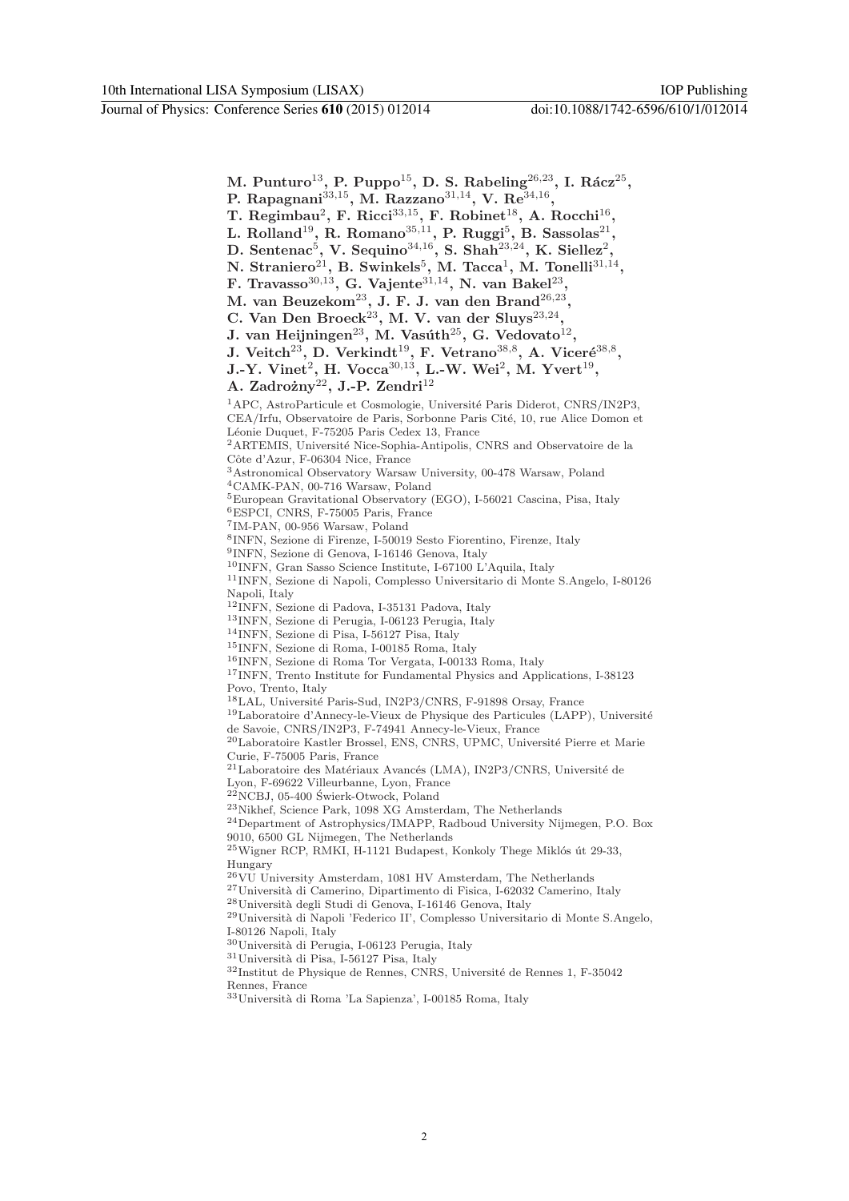**M. Punturo[13], P. Puppo[15], D. S. Rabeling[26,23], I. Rácz[25], P. Rapagnani[33,15], M. Razzano[31,14], V. Re[34,16], T. Regimbau[2], F. Ricci[33,15], F. Robinet[18], A. Rocchi[16], L. Rolland[19], R. Romano[35,11], P. Ruggi[5], B. Sassolas[21], D. Sentenac[5], V. Sequino[34,16], S. Shah[23,24], K. Siellez[2], N. Straniero[21], B. Swinkels[5], M. Tacca[1], M. Tonelli[31,14], F. Travasso[30,13], G. Vajente[31,14], N. van Bakel[23], M. van Beuzekom[23], J. F. J. van den Brand[26,23], C. Van Den Broeck[23], M. V. van der Sluys[23,24], J. van Heijningen[23], M. Vasúth[25], G. Vedovato[12], J. Veitch[23], D. Verkindt[19], F. Vetrano[38,8], A. Viceré[38,8], J.-Y. Vinet[2], H. Vocca[30,13], L.-W. Wei[2], M. Yvert[19], A. Zadrożny[22], J.-P. Zendri[12]**

[1]APC, AstroParticule et Cosmologie, Université Paris Diderot, CNRS/IN2P3, CEA/Irfu, Observatoire de Paris, Sorbonne Paris Cité, 10, rue Alice Domon et Léonie Duquet, F-75205 Paris Cedex 13, France
[2]ARTEMIS, Université Nice-Sophia-Antipolis, CNRS and Observatoire de la Côte d'Azur, F-06304 Nice, France
[3]Astronomical Observatory Warsaw University, 00-478 Warsaw, Poland
[4]CAMK-PAN, 00-716 Warsaw, Poland
[5]European Gravitational Observatory (EGO), I-56021 Cascina, Pisa, Italy
[6]ESPCI, CNRS, F-75005 Paris, France
[7]IM-PAN, 00-956 Warsaw, Poland
[8]INFN, Sezione di Firenze, I-50019 Sesto Fiorentino, Firenze, Italy
[9]INFN, Sezione di Genova, I-16146 Genova, Italy
[10]INFN, Gran Sasso Science Institute, I-67100 L'Aquila, Italy
[11]INFN, Sezione di Napoli, Complesso Universitario di Monte S.Angelo, I-80126 Napoli, Italy
[12]INFN, Sezione di Padova, I-35131 Padova, Italy
[13]INFN, Sezione di Perugia, I-06123 Perugia, Italy
[14]INFN, Sezione di Pisa, I-56127 Pisa, Italy
[15]INFN, Sezione di Roma, I-00185 Roma, Italy
[16]INFN, Sezione di Roma Tor Vergata, I-00133 Roma, Italy
[17]INFN, Trento Institute for Fundamental Physics and Applications, I-38123 Povo, Trento, Italy
[18]LAL, Université Paris-Sud, IN2P3/CNRS, F-91898 Orsay, France
[19]Laboratoire d'Annecy-le-Vieux de Physique des Particules (LAPP), Université de Savoie, CNRS/IN2P3, F-74941 Annecy-le-Vieux, France
[20]Laboratoire Kastler Brossel, ENS, CNRS, UPMC, Université Pierre et Marie Curie, F-75005 Paris, France
[21]Laboratoire des Matériaux Avancés (LMA), IN2P3/CNRS, Université de Lyon, F-69622 Villeurbanne, Lyon, France
[22]NCBJ, 05-400 Świerk-Otwock, Poland
[23]Nikhef, Science Park, 1098 XG Amsterdam, The Netherlands
[24]Department of Astrophysics/IMAPP, Radboud University Nijmegen, P.O. Box 9010, 6500 GL Nijmegen, The Netherlands
[25]Wigner RCP, RMKI, H-1121 Budapest, Konkoly Thege Miklós út 29-33, Hungary
[26]VU University Amsterdam, 1081 HV Amsterdam, The Netherlands
[27]Università di Camerino, Dipartimento di Fisica, I-62032 Camerino, Italy
[28]Università degli Studi di Genova, I-16146 Genova, Italy
[29]Università di Napoli 'Federico II', Complesso Universitario di Monte S.Angelo, I-80126 Napoli, Italy
[30]Università di Perugia, I-06123 Perugia, Italy
[31]Università di Pisa, I-56127 Pisa, Italy
[32]Institut de Physique de Rennes, CNRS, Université de Rennes 1, F-35042 Rennes, France
[33]Università di Roma 'La Sapienza', I-00185 Roma, Italy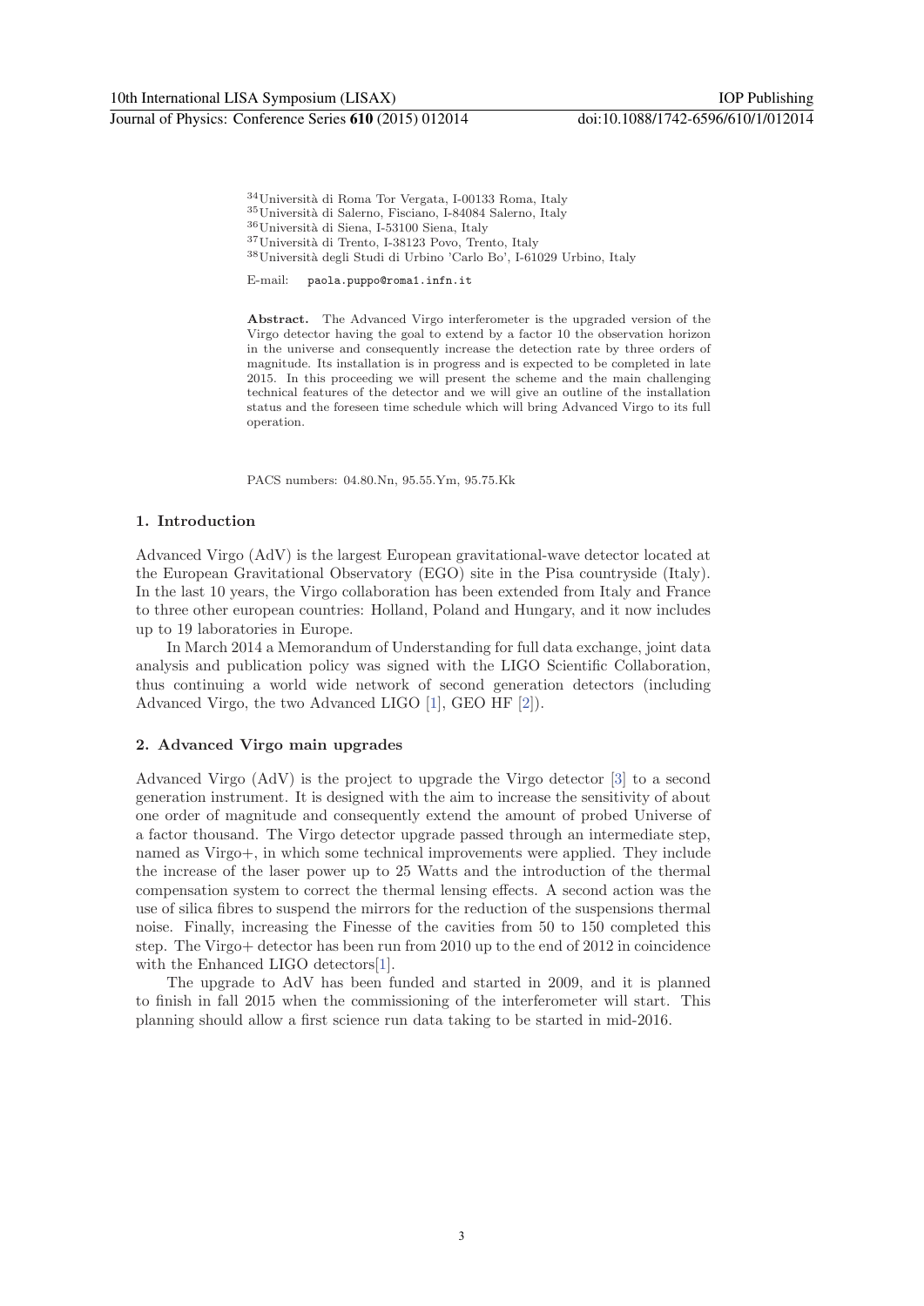[34]Università di Roma Tor Vergata, I-00133 Roma, Italy
[35]Università di Salerno, Fisciano, I-84084 Salerno, Italy
[36]Università di Siena, I-53100 Siena, Italy
[37]Università di Trento, I-38123 Povo, Trento, Italy
[38]Università degli Studi di Urbino 'Carlo Bo', I-61029 Urbino, Italy

E-mail: paola.puppo@roma1.infn.it

**Abstract.** The Advanced Virgo interferometer is the upgraded version of the Virgo detector having the goal to extend by a factor 10 the observation horizon in the universe and consequently increase the detection rate by three orders of magnitude. Its installation is in progress and is expected to be completed in late 2015. In this proceeding we will present the scheme and the main challenging technical features of the detector and we will give an outline of the installation status and the foreseen time schedule which will bring Advanced Virgo to its full operation.

PACS numbers: 04.80.Nn, 95.55.Ym, 95.75.Kk

## 1. Introduction

Advanced Virgo (AdV) is the largest European gravitational-wave detector located at the European Gravitational Observatory (EGO) site in the Pisa countryside (Italy). In the last 10 years, the Virgo collaboration has been extended from Italy and France to three other european countries: Holland, Poland and Hungary, and it now includes up to 19 laboratories in Europe.

In March 2014 a Memorandum of Understanding for full data exchange, joint data analysis and publication policy was signed with the LIGO Scientific Collaboration, thus continuing a world wide network of second generation detectors (including Advanced Virgo, the two Advanced LIGO [1], GEO HF [2]).

## 2. Advanced Virgo main upgrades

Advanced Virgo (AdV) is the project to upgrade the Virgo detector [3] to a second generation instrument. It is designed with the aim to increase the sensitivity of about one order of magnitude and consequently extend the amount of probed Universe of a factor thousand. The Virgo detector upgrade passed through an intermediate step, named as Virgo+, in which some technical improvements were applied. They include the increase of the laser power up to 25 Watts and the introduction of the thermal compensation system to correct the thermal lensing effects. A second action was the use of silica fibres to suspend the mirrors for the reduction of the suspensions thermal noise. Finally, increasing the Finesse of the cavities from 50 to 150 completed this step. The Virgo+ detector has been run from 2010 up to the end of 2012 in coincidence with the Enhanced LIGO detectors[1].

The upgrade to AdV has been funded and started in 2009, and it is planned to finish in fall 2015 when the commissioning of the interferometer will start. This planning should allow a first science run data taking to be started in mid-2016.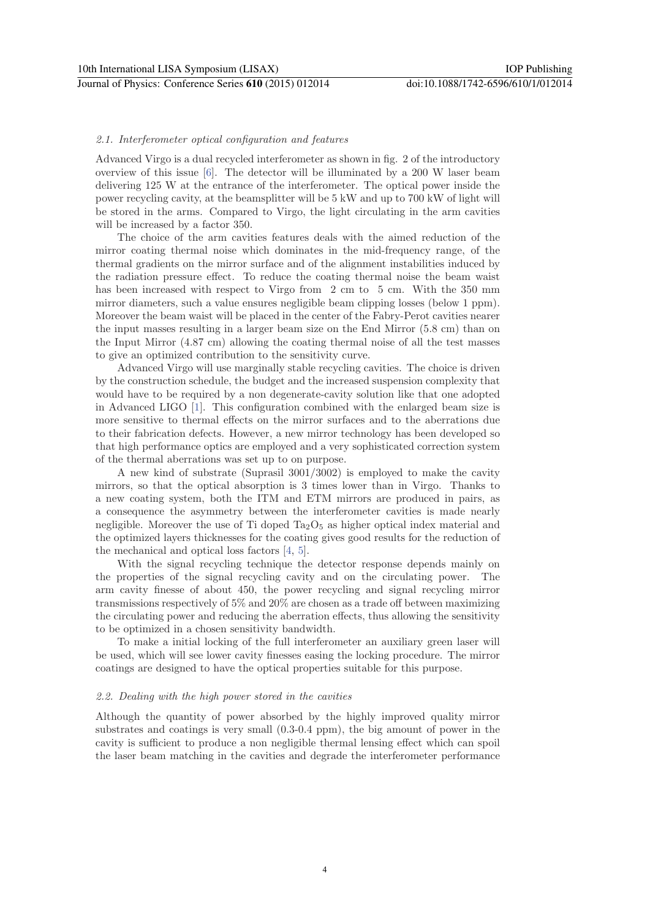### 2.1. Interferometer optical configuration and features

Advanced Virgo is a dual recycled interferometer as shown in fig. 2 of the introductory overview of this issue [6]. The detector will be illuminated by a 200 W laser beam delivering 125 W at the entrance of the interferometer. The optical power inside the power recycling cavity, at the beamsplitter will be 5 kW and up to 700 kW of light will be stored in the arms. Compared to Virgo, the light circulating in the arm cavities will be increased by a factor 350.

The choice of the arm cavities features deals with the aimed reduction of the mirror coating thermal noise which dominates in the mid-frequency range, of the thermal gradients on the mirror surface and of the alignment instabilities induced by the radiation pressure effect. To reduce the coating thermal noise the beam waist has been increased with respect to Virgo from 2 cm to 5 cm. With the 350 mm mirror diameters, such a value ensures negligible beam clipping losses (below 1 ppm). Moreover the beam waist will be placed in the center of the Fabry-Perot cavities nearer the input masses resulting in a larger beam size on the End Mirror (5.8 cm) than on the Input Mirror (4.87 cm) allowing the coating thermal noise of all the test masses to give an optimized contribution to the sensitivity curve.

Advanced Virgo will use marginally stable recycling cavities. The choice is driven by the construction schedule, the budget and the increased suspension complexity that would have to be required by a non degenerate-cavity solution like that one adopted in Advanced LIGO [1]. This configuration combined with the enlarged beam size is more sensitive to thermal effects on the mirror surfaces and to the aberrations due to their fabrication defects. However, a new mirror technology has been developed so that high performance optics are employed and a very sophisticated correction system of the thermal aberrations was set up to on purpose.

A new kind of substrate (Suprasil 3001/3002) is employed to make the cavity mirrors, so that the optical absorption is 3 times lower than in Virgo. Thanks to a new coating system, both the ITM and ETM mirrors are produced in pairs, as a consequence the asymmetry between the interferometer cavities is made nearly negligible. Moreover the use of Ti doped $Ta_2O_5$ as higher optical index material and the optimized layers thicknesses for the coating gives good results for the reduction of the mechanical and optical loss factors [4, 5].

With the signal recycling technique the detector response depends mainly on the properties of the signal recycling cavity and on the circulating power. The arm cavity finesse of about 450, the power recycling and signal recycling mirror transmissions respectively of 5% and 20% are chosen as a trade off between maximizing the circulating power and reducing the aberration effects, thus allowing the sensitivity to be optimized in a chosen sensitivity bandwidth.

To make a initial locking of the full interferometer an auxiliary green laser will be used, which will see lower cavity finesses easing the locking procedure. The mirror coatings are designed to have the optical properties suitable for this purpose.

### 2.2. Dealing with the high power stored in the cavities

Although the quantity of power absorbed by the highly improved quality mirror substrates and coatings is very small (0.3-0.4 ppm), the big amount of power in the cavity is sufficient to produce a non negligible thermal lensing effect which can spoil the laser beam matching in the cavities and degrade the interferometer performance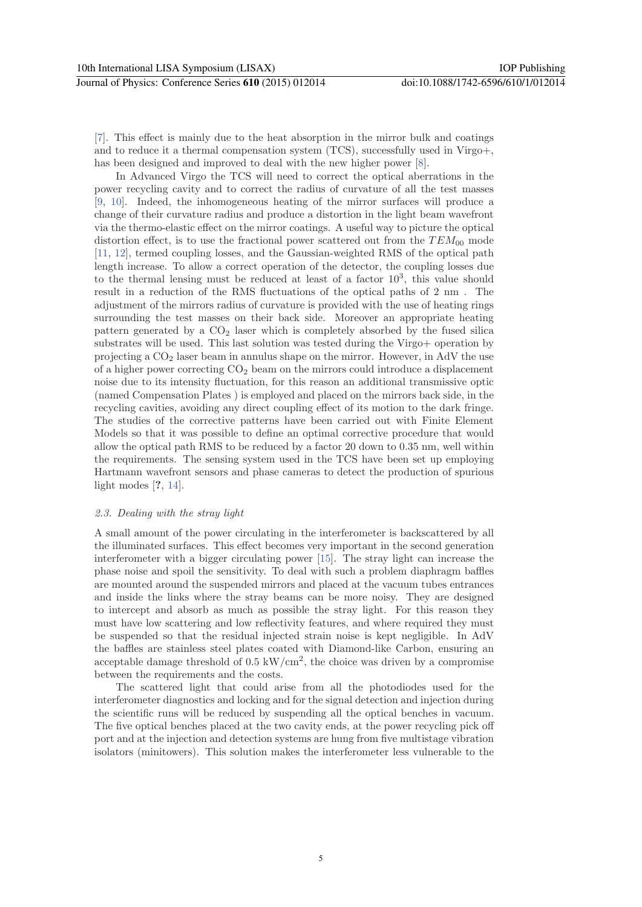[7]. This effect is mainly due to the heat absorption in the mirror bulk and coatings and to reduce it a thermal compensation system (TCS), successfully used in Virgo+, has been designed and improved to deal with the new higher power [8].

In Advanced Virgo the TCS will need to correct the optical aberrations in the power recycling cavity and to correct the radius of curvature of all the test masses [9, 10]. Indeed, the inhomogeneous heating of the mirror surfaces will produce a change of their curvature radius and produce a distortion in the light beam wavefront via the thermo-elastic effect on the mirror coatings. A useful way to picture the optical distortion effect, is to use the fractional power scattered out from the $TEM_{00}$ mode [11, 12], termed coupling losses, and the Gaussian-weighted RMS of the optical path length increase. To allow a correct operation of the detector, the coupling losses due to the thermal lensing must be reduced at least of a factor $10^3$, this value should result in a reduction of the RMS fluctuations of the optical paths of 2 nm . The adjustment of the mirrors radius of curvature is provided with the use of heating rings surrounding the test masses on their back side. Moreover an appropriate heating pattern generated by a $CO_2$ laser which is completely absorbed by the fused silica substrates will be used. This last solution was tested during the Virgo+ operation by projecting a $CO_2$ laser beam in annulus shape on the mirror. However, in AdV the use of a higher power correcting $CO_2$ beam on the mirrors could introduce a displacement noise due to its intensity fluctuation, for this reason an additional transmissive optic (named Compensation Plates ) is employed and placed on the mirrors back side, in the recycling cavities, avoiding any direct coupling effect of its motion to the dark fringe. The studies of the corrective patterns have been carried out with Finite Element Models so that it was possible to define an optimal corrective procedure that would allow the optical path RMS to be reduced by a factor 20 down to 0.35 nm, well within the requirements. The sensing system used in the TCS have been set up employing Hartmann wavefront sensors and phase cameras to detect the production of spurious light modes [**?**, 14].

### 2.3. Dealing with the stray light

A small amount of the power circulating in the interferometer is backscattered by all the illuminated surfaces. This effect becomes very important in the second generation interferometer with a bigger circulating power [15]. The stray light can increase the phase noise and spoil the sensitivity. To deal with such a problem diaphragm baffles are mounted around the suspended mirrors and placed at the vacuum tubes entrances and inside the links where the stray beams can be more noisy. They are designed to intercept and absorb as much as possible the stray light. For this reason they must have low scattering and low reflectivity features, and where required they must be suspended so that the residual injected strain noise is kept negligible. In AdV the baffles are stainless steel plates coated with Diamond-like Carbon, ensuring an acceptable damage threshold of 0.5 kW/cm$^2$, the choice was driven by a compromise between the requirements and the costs.

The scattered light that could arise from all the photodiodes used for the interferometer diagnostics and locking and for the signal detection and injection during the scientific runs will be reduced by suspending all the optical benches in vacuum. The five optical benches placed at the two cavity ends, at the power recycling pick off port and at the injection and detection systems are hung from five multistage vibration isolators (minitowers). This solution makes the interferometer less vulnerable to the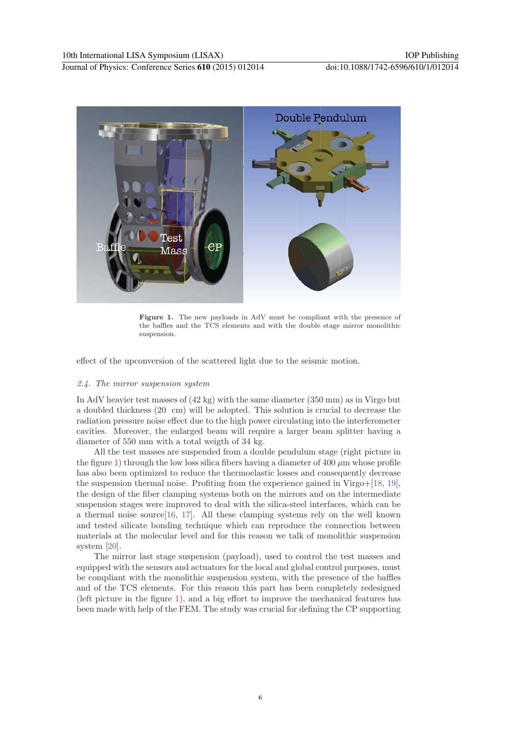**Figure 1.** The new payloads in AdV must be compliant with the presence of the baffles and the TCS elements and with the double stage mirror monolithic suspension.

effect of the upconversion of the scattered light due to the seismic motion.

### *2.4. The mirror suspension system*

In AdV heavier test masses of (42 kg) with the same diameter (350 mm) as in Virgo but a doubled thickness (20 cm) will be adopted. This solution is crucial to decrease the radiation pressure noise effect due to the high power circulating into the interferometer cavities. Moreover, the enlarged beam will require a larger beam splitter having a diameter of 550 mm with a total weigth of 34 kg.

All the test masses are suspended from a double pendulum stage (right picture in the figure 1) through the low loss silica fibers having a diameter of 400 $\mu$m whose profile has also been optimized to reduce the thermoelastic losses and consequently decrease the suspension thermal noise. Profiting from the experience gained in Virgo+[18, 19], the design of the fiber clamping systems both on the mirrors and on the intermediate suspension stages were improved to deal with the silica-steel interfaces, which can be a thermal noise source[16, 17]. All these clamping systems rely on the well known and tested silicate bonding technique which can reproduce the connection between materials at the molecular level and for this reason we talk of monolithic suspension system [20].

The mirror last stage suspension (payload), used to control the test masses and equipped with the sensors and actuators for the local and global control purposes, must be compliant with the monolithic suspension system, with the presence of the baffles and of the TCS elements. For this reason this part has been completely redesigned (left picture in the figure 1), and a big effort to improve the mechanical features has been made with help of the FEM. The study was crucial for defining the CP supporting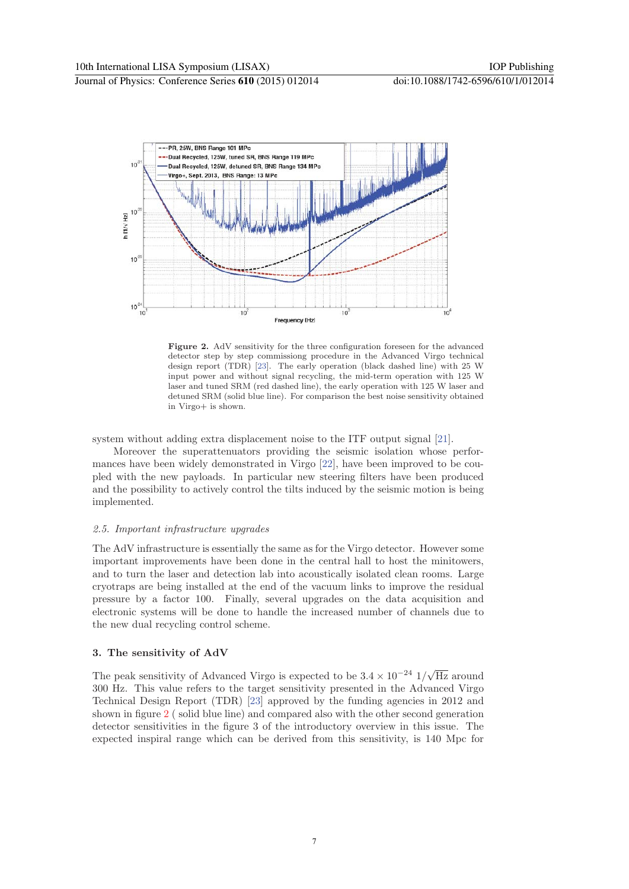**Figure 2.** AdV sensitivity for the three configuration foreseen for the advanced detector step by step commissiong procedure in the Advanced Virgo technical design report (TDR) [23]. The early operation (black dashed line) with 25 W input power and without signal recycling, the mid-term operation with 125 W laser and tuned SRM (red dashed line), the early operation with 125 W laser and detuned SRM (solid blue line). For comparison the best noise sensitivity obtained in Virgo+ is shown.

system without adding extra displacement noise to the ITF output signal [21].

Moreover the superattenuators providing the seismic isolation whose performances have been widely demonstrated in Virgo [22], have been improved to be coupled with the new payloads. In particular new steering filters have been produced and the possibility to actively control the tilts induced by the seismic motion is being implemented.

### *2.5. Important infrastructure upgrades*

The AdV infrastructure is essentially the same as for the Virgo detector. However some important improvements have been done in the central hall to host the minitowers, and to turn the laser and detection lab into acoustically isolated clean rooms. Large cryotraps are being installed at the end of the vacuum links to improve the residual pressure by a factor 100. Finally, several upgrades on the data acquisition and electronic systems will be done to handle the increased number of channels due to the new dual recycling control scheme.

## 3. The sensitivity of AdV

The peak sensitivity of Advanced Virgo is expected to be $3.4 \times 10^{-24}\ 1/\sqrt{\mathrm{Hz}}$ around 300 Hz. This value refers to the target sensitivity presented in the Advanced Virgo Technical Design Report (TDR) [23] approved by the funding agencies in 2012 and shown in figure 2 ( solid blue line) and compared also with the other second generation detector sensitivities in the figure 3 of the introductory overview in this issue. The expected inspiral range which can be derived from this sensitivity, is 140 Mpc for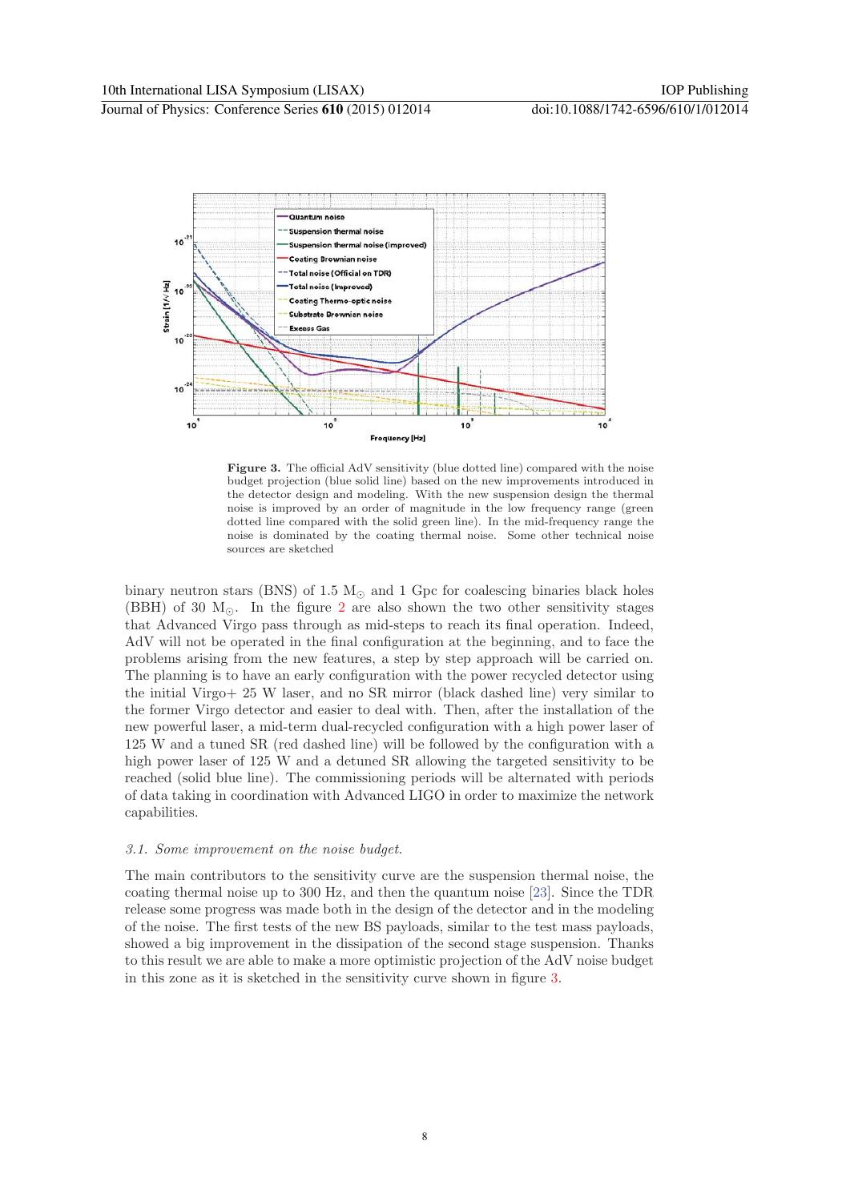**Figure 3.** The official AdV sensitivity (blue dotted line) compared with the noise budget projection (blue solid line) based on the new improvements introduced in the detector design and modeling. With the new suspension design the thermal noise is improved by an order of magnitude in the low frequency range (green dotted line compared with the solid green line). In the mid-frequency range the noise is dominated by the coating thermal noise. Some other technical noise sources are sketched

binary neutron stars (BNS) of 1.5 $M_{\odot}$ and 1 Gpc for coalescing binaries black holes (BBH) of 30 $M_{\odot}$. In the figure 2 are also shown the two other sensitivity stages that Advanced Virgo pass through as mid-steps to reach its final operation. Indeed, AdV will not be operated in the final configuration at the beginning, and to face the problems arising from the new features, a step by step approach will be carried on. The planning is to have an early configuration with the power recycled detector using the initial Virgo+ 25 W laser, and no SR mirror (black dashed line) very similar to the former Virgo detector and easier to deal with. Then, after the installation of the new powerful laser, a mid-term dual-recycled configuration with a high power laser of 125 W and a tuned SR (red dashed line) will be followed by the configuration with a high power laser of 125 W and a detuned SR allowing the targeted sensitivity to be reached (solid blue line). The commissioning periods will be alternated with periods of data taking in coordination with Advanced LIGO in order to maximize the network capabilities.

### *3.1. Some improvement on the noise budget.*

The main contributors to the sensitivity curve are the suspension thermal noise, the coating thermal noise up to 300 Hz, and then the quantum noise [23]. Since the TDR release some progress was made both in the design of the detector and in the modeling of the noise. The first tests of the new BS payloads, similar to the test mass payloads, showed a big improvement in the dissipation of the second stage suspension. Thanks to this result we are able to make a more optimistic projection of the AdV noise budget in this zone as it is sketched in the sensitivity curve shown in figure 3.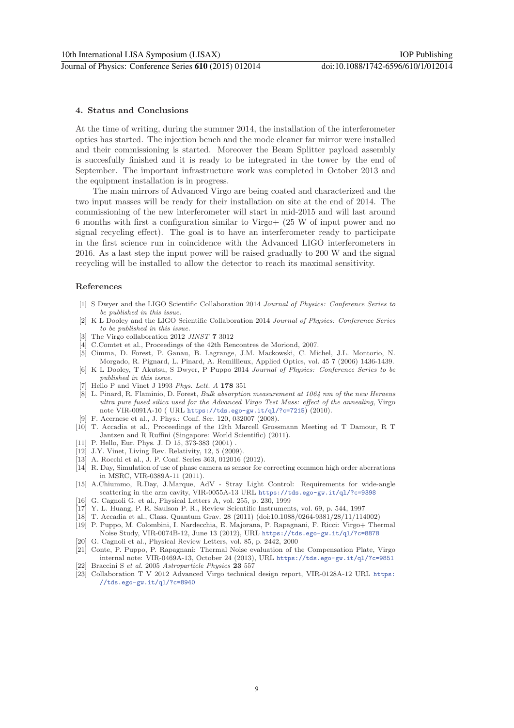## 4. Status and Conclusions

At the time of writing, during the summer 2014, the installation of the interferometer optics has started. The injection bench and the mode cleaner far mirror were installed and their commissioning is started. Moreover the Beam Splitter payload assembly is succesfully finished and it is ready to be integrated in the tower by the end of September. The important infrastructure work was completed in October 2013 and the equipment installation is in progress.

The main mirrors of Advanced Virgo are being coated and characterized and the two input masses will be ready for their installation on site at the end of 2014. The commissioning of the new interferometer will start in mid-2015 and will last around 6 months with first a configuration similar to Virgo+ (25 W of input power and no signal recycling effect). The goal is to have an interferometer ready to participate in the first science run in coincidence with the Advanced LIGO interferometers in 2016. As a last step the input power will be raised gradually to 200 W and the signal recycling will be installed to allow the detector to reach its maximal sensitivity.

## References

[1] S Dwyer and the LIGO Scientific Collaboration 2014 *Journal of Physics: Conference Series to be published in this issue.*

[2] K L Dooley and the LIGO Scientific Collaboration 2014 *Journal of Physics: Conference Series to be published in this issue.*

[3] The Virgo collaboration 2012 *JINST* **7** 3012

[4] C.Comtet et al., Proceedings of the 42th Rencontres de Moriond, 2007.

[5] Cimma, D. Forest, P. Ganau, B. Lagrange, J.M. Mackowski, C. Michel, J.L. Montorio, N. Morgado, R. Pignard, L. Pinard, A. Remillieux, Applied Optics, vol. 45 7 (2006) 1436-1439.

[6] K L Dooley, T Akutsu, S Dwyer, P Puppo 2014 *Journal of Physics: Conference Series to be published in this issue.*

[7] Hello P and Vinet J 1993 *Phys. Lett. A* **178** 351

[8] L. Pinard, R. Flaminio, D. Forest, *Bulk absorption measurement at 1064 nm of the new Heraeus ultra pure fused silica used for the Advanced Virgo Test Mass: effect of the annealing*, Virgo note VIR-0091A-10 ( URL https://tds.ego-gw.it/ql/?c=7215) (2010).

[9] F. Acernese et al., J. Phys.: Conf. Ser. 120, 032007 (2008).

[10] T. Accadia et al., Proceedings of the 12th Marcell Grossmann Meeting ed T Damour, R T Jantzen and R Ruffini (Singapore: World Scientific) (2011).

[11] P. Hello, Eur. Phys. J. D 15, 373-383 (2001) .

[12] J.Y. Vinet, Living Rev. Relativity, 12, 5 (2009).

[13] A. Rocchi et al., J. P. Conf. Series 363, 012016 (2012).

[14] R. Day, Simulation of use of phase camera as sensor for correcting common high order aberrations in MSRC, VIR-0389A-11 (2011).

[15] A.Chiummo, R.Day, J.Marque, AdV - Stray Light Control: Requirements for wide-angle scattering in the arm cavity, VIR-0055A-13 URL https://tds.ego-gw.it/ql/?c=9398

[16] G. Cagnoli G. et al., Physical Letters A, vol. 255, p. 230, 1999

[17] Y. L. Huang, P. R. Saulson P. R., Review Scientific Instruments, vol. 69, p. 544, 1997

[18] T. Accadia et al., Class. Quantum Grav. 28 (2011) (doi:10.1088/0264-9381/28/11/114002)

[19] P. Puppo, M. Colombini, I. Nardecchia, E. Majorana, P. Rapagnani, F. Ricci: Virgo+ Thermal Noise Study, VIR-0074B-12, June 13 (2012), URL https://tds.ego-gw.it/ql/?c=8878

[20] G. Cagnoli et al., Physical Review Letters, vol. 85, p. 2442, 2000

[21] Conte, P. Puppo, P. Rapagnani: Thermal Noise evaluation of the Compensation Plate, Virgo internal note: VIR-0469A-13, October 24 (2013), URL https://tds.ego-gw.it/ql/?c=9851

[22] Braccini S *et al.* 2005 *Astroparticle Physics* **23** 557

[23] Collaboration T V 2012 Advanced Virgo technical design report, VIR-0128A-12 URL https://tds.ego-gw.it/ql/?c=8940